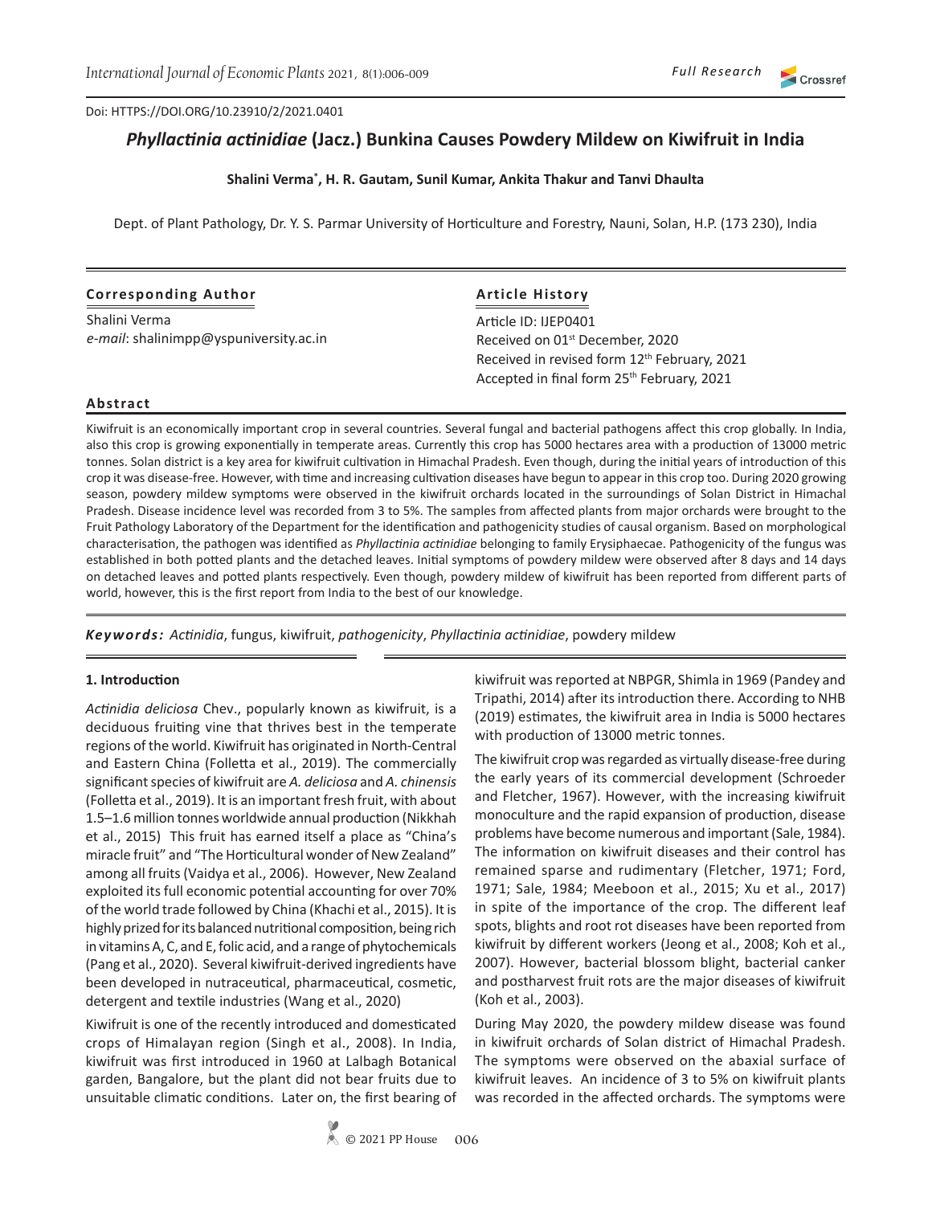Doi: HTTPS://DOI.ORG/10.23910/2/2021.0401

# *Phyllactinia actinidiae* (Jacz.) Bunkina Causes Powdery Mildew on Kiwifruit in India

**Shalini Verma*, H. R. Gautam, Sunil Kumar, Ankita Thakur and Tanvi Dhaulta**

Dept. of Plant Pathology, Dr. Y. S. Parmar University of Horticulture and Forestry, Nauni, Solan, H.P. (173 230), India

**Corresponding Author**

Shalini Verma
*e-mail*: shalinimpp@yspuniversity.ac.in

**Article History**

Article ID: IJEP0401
Received on 01st December, 2020
Received in revised form 12th February, 2021
Accepted in final form 25th February, 2021

## Abstract

Kiwifruit is an economically important crop in several countries. Several fungal and bacterial pathogens affect this crop globally. In India, also this crop is growing exponentially in temperate areas. Currently this crop has 5000 hectares area with a production of 13000 metric tonnes. Solan district is a key area for kiwifruit cultivation in Himachal Pradesh. Even though, during the initial years of introduction of this crop it was disease-free. However, with time and increasing cultivation diseases have begun to appear in this crop too. During 2020 growing season, powdery mildew symptoms were observed in the kiwifruit orchards located in the surroundings of Solan District in Himachal Pradesh. Disease incidence level was recorded from 3 to 5%. The samples from affected plants from major orchards were brought to the Fruit Pathology Laboratory of the Department for the identification and pathogenicity studies of causal organism. Based on morphological characterisation, the pathogen was identified as *Phyllactinia actinidiae* belonging to family Erysiphaecae. Pathogenicity of the fungus was established in both potted plants and the detached leaves. Initial symptoms of powdery mildew were observed after 8 days and 14 days on detached leaves and potted plants respectively. Even though, powdery mildew of kiwifruit has been reported from different parts of world, however, this is the first report from India to the best of our knowledge.

***Keywords:*** *Actinidia*, fungus, kiwifruit, *pathogenicity*, *Phyllactinia actinidiae*, powdery mildew

## 1. Introduction

*Actinidia deliciosa* Chev., popularly known as kiwifruit, is a deciduous fruiting vine that thrives best in the temperate regions of the world. Kiwifruit has originated in North-Central and Eastern China (Folletta et al., 2019). The commercially significant species of kiwifruit are *A. deliciosa* and *A. chinensis* (Folletta et al., 2019). It is an important fresh fruit, with about 1.5–1.6 million tonnes worldwide annual production (Nikkhah et al., 2015) This fruit has earned itself a place as "China's miracle fruit" and "The Horticultural wonder of New Zealand" among all fruits (Vaidya et al., 2006). However, New Zealand exploited its full economic potential accounting for over 70% of the world trade followed by China (Khachi et al., 2015). It is highly prized for its balanced nutritional composition, being rich in vitamins A, C, and E, folic acid, and a range of phytochemicals (Pang et al., 2020). Several kiwifruit-derived ingredients have been developed in nutraceutical, pharmaceutical, cosmetic, detergent and textile industries (Wang et al., 2020)

Kiwifruit is one of the recently introduced and domesticated crops of Himalayan region (Singh et al., 2008). In India, kiwifruit was first introduced in 1960 at Lalbagh Botanical garden, Bangalore, but the plant did not bear fruits due to unsuitable climatic conditions. Later on, the first bearing of kiwifruit was reported at NBPGR, Shimla in 1969 (Pandey and Tripathi, 2014) after its introduction there. According to NHB (2019) estimates, the kiwifruit area in India is 5000 hectares with production of 13000 metric tonnes.

The kiwifruit crop was regarded as virtually disease-free during the early years of its commercial development (Schroeder and Fletcher, 1967). However, with the increasing kiwifruit monoculture and the rapid expansion of production, disease problems have become numerous and important (Sale, 1984). The information on kiwifruit diseases and their control has remained sparse and rudimentary (Fletcher, 1971; Ford, 1971; Sale, 1984; Meeboon et al., 2015; Xu et al., 2017) in spite of the importance of the crop. The different leaf spots, blights and root rot diseases have been reported from kiwifruit by different workers (Jeong et al., 2008; Koh et al., 2007). However, bacterial blossom blight, bacterial canker and postharvest fruit rots are the major diseases of kiwifruit (Koh et al., 2003).

During May 2020, the powdery mildew disease was found in kiwifruit orchards of Solan district of Himachal Pradesh. The symptoms were observed on the abaxial surface of kiwifruit leaves. An incidence of 3 to 5% on kiwifruit plants was recorded in the affected orchards. The symptoms were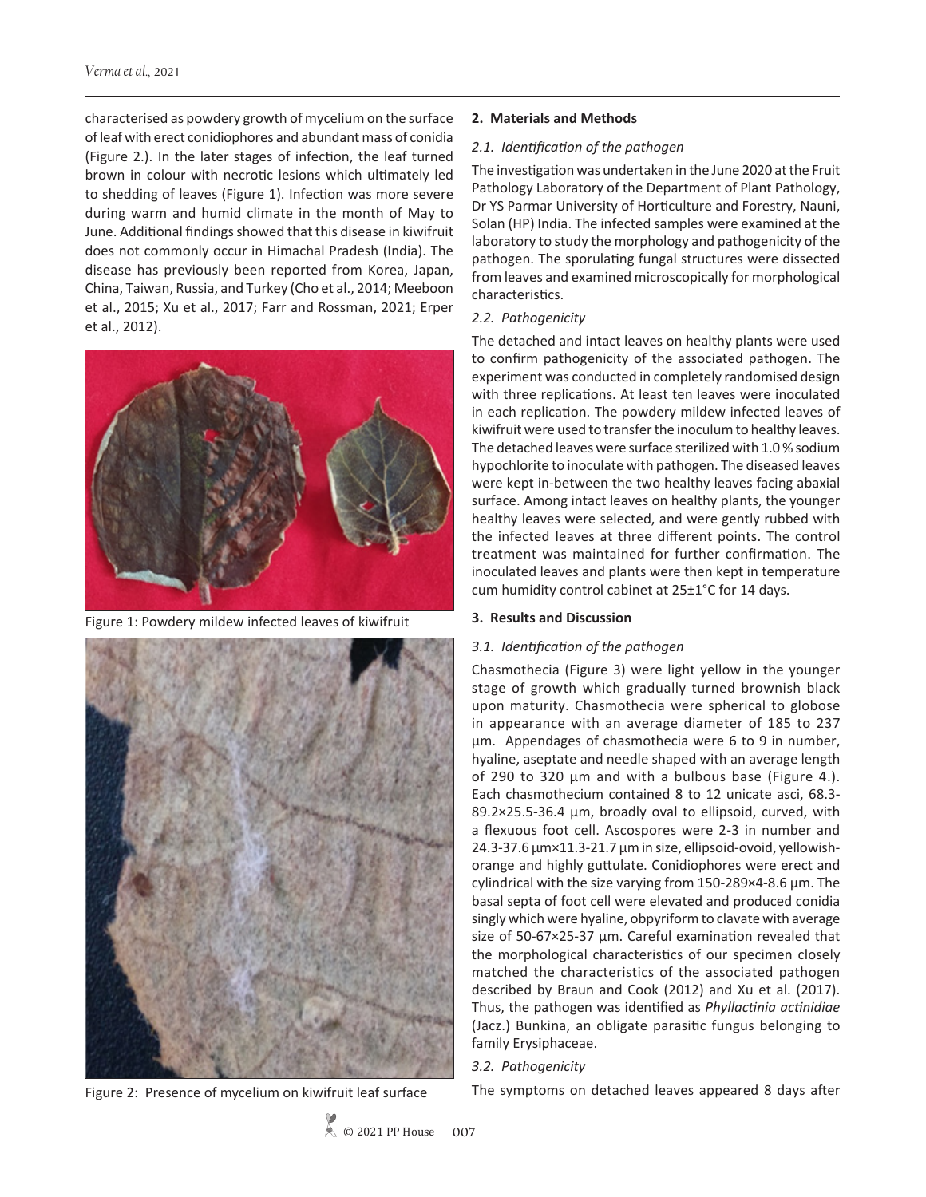characterised as powdery growth of mycelium on the surface of leaf with erect conidiophores and abundant mass of conidia (Figure 2.). In the later stages of infection, the leaf turned brown in colour with necrotic lesions which ultimately led to shedding of leaves (Figure 1). Infection was more severe during warm and humid climate in the month of May to June. Additional findings showed that this disease in kiwifruit does not commonly occur in Himachal Pradesh (India). The disease has previously been reported from Korea, Japan, China, Taiwan, Russia, and Turkey (Cho et al., 2014; Meeboon et al., 2015; Xu et al., 2017; Farr and Rossman, 2021; Erper et al., 2012).

Figure 1: Powdery mildew infected leaves of kiwifruit

Figure 2: Presence of mycelium on kiwifruit leaf surface

## 2. Materials and Methods

### *2.1. Identification of the pathogen*

The investigation was undertaken in the June 2020 at the Fruit Pathology Laboratory of the Department of Plant Pathology, Dr YS Parmar University of Horticulture and Forestry, Nauni, Solan (HP) India. The infected samples were examined at the laboratory to study the morphology and pathogenicity of the pathogen. The sporulating fungal structures were dissected from leaves and examined microscopically for morphological characteristics.

### *2.2. Pathogenicity*

The detached and intact leaves on healthy plants were used to confirm pathogenicity of the associated pathogen. The experiment was conducted in completely randomised design with three replications. At least ten leaves were inoculated in each replication. The powdery mildew infected leaves of kiwifruit were used to transfer the inoculum to healthy leaves. The detached leaves were surface sterilized with 1.0 % sodium hypochlorite to inoculate with pathogen. The diseased leaves were kept in-between the two healthy leaves facing abaxial surface. Among intact leaves on healthy plants, the younger healthy leaves were selected, and were gently rubbed with the infected leaves at three different points. The control treatment was maintained for further confirmation. The inoculated leaves and plants were then kept in temperature cum humidity control cabinet at 25±1°C for 14 days.

## 3. Results and Discussion

### *3.1. Identification of the pathogen*

Chasmothecia (Figure 3) were light yellow in the younger stage of growth which gradually turned brownish black upon maturity. Chasmothecia were spherical to globose in appearance with an average diameter of 185 to 237 µm. Appendages of chasmothecia were 6 to 9 in number, hyaline, aseptate and needle shaped with an average length of 290 to 320 µm and with a bulbous base (Figure 4.). Each chasmothecium contained 8 to 12 unicate asci, 68.3-89.2×25.5-36.4 µm, broadly oval to ellipsoid, curved, with a flexuous foot cell. Ascospores were 2-3 in number and 24.3-37.6 µm×11.3-21.7 µm in size, ellipsoid-ovoid, yellowish-orange and highly guttulate. Conidiophores were erect and cylindrical with the size varying from 150-289×4-8.6 µm. The basal septa of foot cell were elevated and produced conidia singly which were hyaline, obpyriform to clavate with average size of 50-67×25-37 µm. Careful examination revealed that the morphological characteristics of our specimen closely matched the characteristics of the associated pathogen described by Braun and Cook (2012) and Xu et al. (2017). Thus, the pathogen was identified as *Phyllactinia actinidiae* (Jacz.) Bunkina, an obligate parasitic fungus belonging to family Erysiphaceae.

### *3.2. Pathogenicity*

The symptoms on detached leaves appeared 8 days after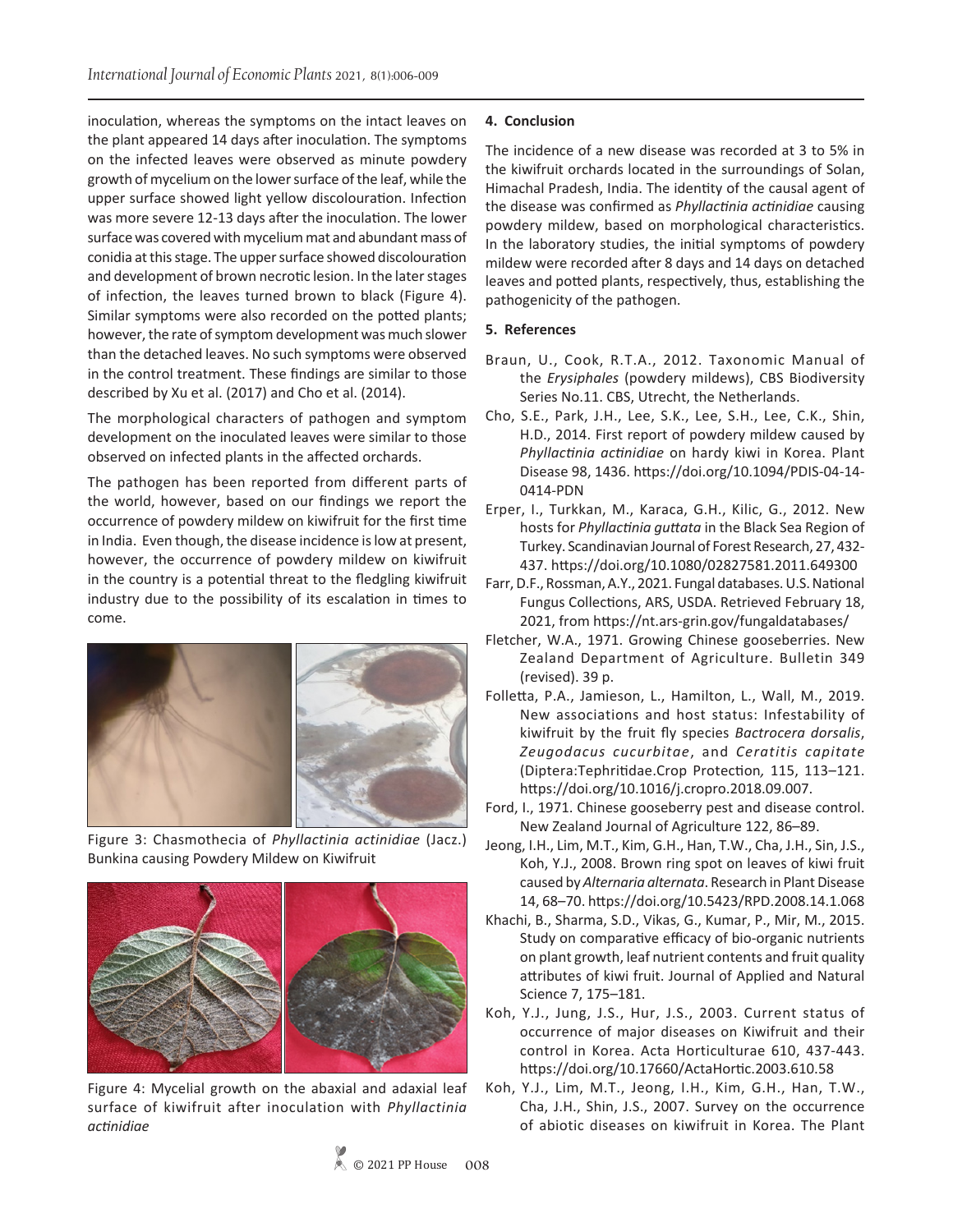inoculation, whereas the symptoms on the intact leaves on the plant appeared 14 days after inoculation. The symptoms on the infected leaves were observed as minute powdery growth of mycelium on the lower surface of the leaf, while the upper surface showed light yellow discolouration. Infection was more severe 12-13 days after the inoculation. The lower surface was covered with mycelium mat and abundant mass of conidia at this stage. The upper surface showed discolouration and development of brown necrotic lesion. In the later stages of infection, the leaves turned brown to black (Figure 4). Similar symptoms were also recorded on the potted plants; however, the rate of symptom development was much slower than the detached leaves. No such symptoms were observed in the control treatment. These findings are similar to those described by Xu et al. (2017) and Cho et al. (2014).

The morphological characters of pathogen and symptom development on the inoculated leaves were similar to those observed on infected plants in the affected orchards.

The pathogen has been reported from different parts of the world, however, based on our findings we report the occurrence of powdery mildew on kiwifruit for the first time in India. Even though, the disease incidence is low at present, however, the occurrence of powdery mildew on kiwifruit in the country is a potential threat to the fledgling kiwifruit industry due to the possibility of its escalation in times to come.

Figure 3: Chasmothecia of *Phyllactinia actinidiae* (Jacz.) Bunkina causing Powdery Mildew on Kiwifruit

Figure 4: Mycelial growth on the abaxial and adaxial leaf surface of kiwifruit after inoculation with *Phyllactinia actinidiae*

## 4. Conclusion

The incidence of a new disease was recorded at 3 to 5% in the kiwifruit orchards located in the surroundings of Solan, Himachal Pradesh, India. The identity of the causal agent of the disease was confirmed as *Phyllactinia actinidiae* causing powdery mildew, based on morphological characteristics. In the laboratory studies, the initial symptoms of powdery mildew were recorded after 8 days and 14 days on detached leaves and potted plants, respectively, thus, establishing the pathogenicity of the pathogen.

## 5. References

Braun, U., Cook, R.T.A., 2012. Taxonomic Manual of the *Erysiphales* (powdery mildews), CBS Biodiversity Series No.11. CBS, Utrecht, the Netherlands.

Cho, S.E., Park, J.H., Lee, S.K., Lee, S.H., Lee, C.K., Shin, H.D., 2014. First report of powdery mildew caused by *Phyllactinia actinidiae* on hardy kiwi in Korea. Plant Disease 98, 1436. https://doi.org/10.1094/PDIS-04-14-0414-PDN

Erper, I., Turkkan, M., Karaca, G.H., Kilic, G., 2012. New hosts for *Phyllactinia guttata* in the Black Sea Region of Turkey. Scandinavian Journal of Forest Research, 27, 432-437. https://doi.org/10.1080/02827581.2011.649300

Farr, D.F., Rossman, A.Y., 2021. Fungal databases. U.S. National Fungus Collections, ARS, USDA. Retrieved February 18, 2021, from https://nt.ars-grin.gov/fungaldatabases/

Fletcher, W.A., 1971. Growing Chinese gooseberries. New Zealand Department of Agriculture. Bulletin 349 (revised). 39 p.

Folletta, P.A., Jamieson, L., Hamilton, L., Wall, M., 2019. New associations and host status: Infestability of kiwifruit by the fruit fly species *Bactrocera dorsalis*, *Zeugodacus cucurbitae*, and *Ceratitis capitate* (Diptera:Tephritidae.Crop Protection*,* 115, 113–121. https://doi.org/10.1016/j.cropro.2018.09.007.

Ford, I., 1971. Chinese gooseberry pest and disease control. New Zealand Journal of Agriculture 122, 86–89.

Jeong, I.H., Lim, M.T., Kim, G.H., Han, T.W., Cha, J.H., Sin, J.S., Koh, Y.J., 2008. Brown ring spot on leaves of kiwi fruit caused by *Alternaria alternata*. Research in Plant Disease 14, 68–70. https://doi.org/10.5423/RPD.2008.14.1.068

Khachi, B., Sharma, S.D., Vikas, G., Kumar, P., Mir, M., 2015. Study on comparative efficacy of bio-organic nutrients on plant growth, leaf nutrient contents and fruit quality attributes of kiwi fruit. Journal of Applied and Natural Science 7, 175–181.

Koh, Y.J., Jung, J.S., Hur, J.S., 2003. Current status of occurrence of major diseases on Kiwifruit and their control in Korea. Acta Horticulturae 610, 437-443. https://doi.org/10.17660/ActaHortic.2003.610.58

Koh, Y.J., Lim, M.T., Jeong, I.H., Kim, G.H., Han, T.W., Cha, J.H., Shin, J.S., 2007. Survey on the occurrence of abiotic diseases on kiwifruit in Korea. The Plant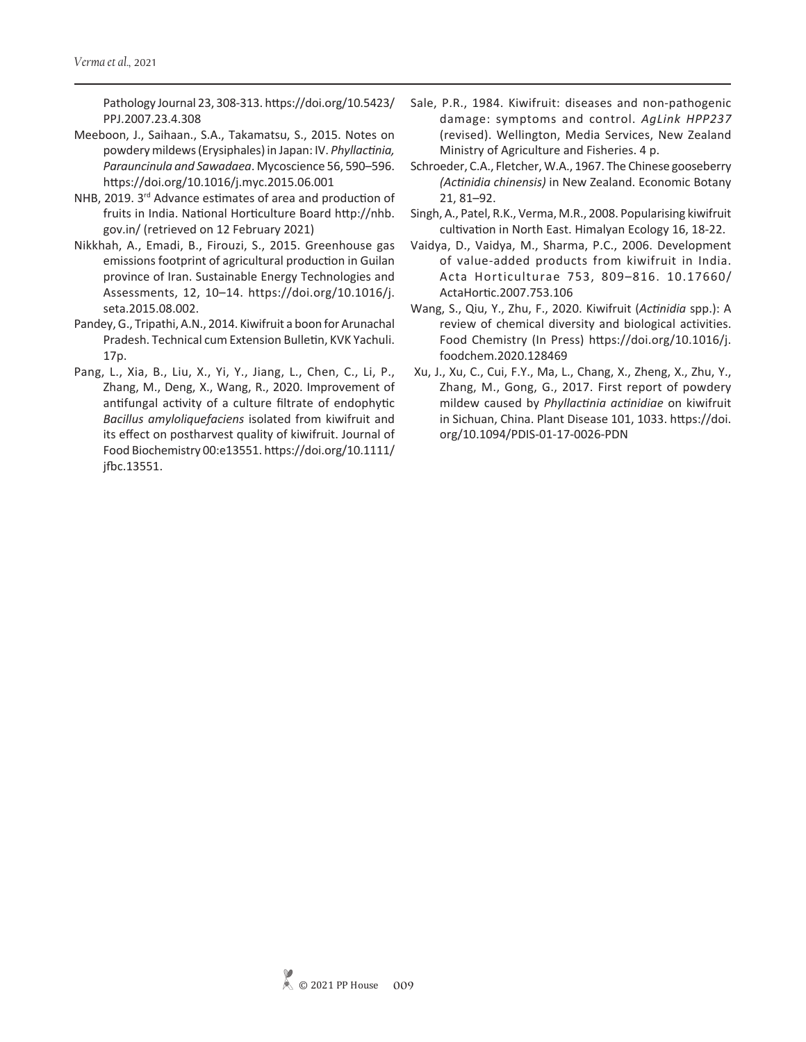Pathology Journal 23, 308-313. https://doi.org/10.5423/PPJ.2007.23.4.308

Meeboon, J., Saihaan., S.A., Takamatsu, S., 2015. Notes on powdery mildews (Erysiphales) in Japan: IV. *Phyllactinia, Parauncinula and Sawadaea*. Mycoscience 56, 590–596. https://doi.org/10.1016/j.myc.2015.06.001

NHB, 2019. 3rd Advance estimates of area and production of fruits in India. National Horticulture Board http://nhb.gov.in/ (retrieved on 12 February 2021)

Nikkhah, A., Emadi, B., Firouzi, S., 2015. Greenhouse gas emissions footprint of agricultural production in Guilan province of Iran. Sustainable Energy Technologies and Assessments, 12, 10–14. https://doi.org/10.1016/j.seta.2015.08.002.

Pandey, G., Tripathi, A.N., 2014. Kiwifruit a boon for Arunachal Pradesh. Technical cum Extension Bulletin, KVK Yachuli. 17p.

Pang, L., Xia, B., Liu, X., Yi, Y., Jiang, L., Chen, C., Li, P., Zhang, M., Deng, X., Wang, R., 2020. Improvement of antifungal activity of a culture filtrate of endophytic *Bacillus amyloliquefaciens* isolated from kiwifruit and its effect on postharvest quality of kiwifruit. Journal of Food Biochemistry 00:e13551. https://doi.org/10.1111/jfbc.13551.

Sale, P.R., 1984. Kiwifruit: diseases and non-pathogenic damage: symptoms and control. *AgLink HPP237* (revised). Wellington, Media Services, New Zealand Ministry of Agriculture and Fisheries. 4 p.

Schroeder, C.A., Fletcher, W.A., 1967. The Chinese gooseberry *(Actinidia chinensis)* in New Zealand. Economic Botany 21, 81–92.

Singh, A., Patel, R.K., Verma, M.R., 2008. Popularising kiwifruit cultivation in North East. Himalyan Ecology 16, 18-22.

Vaidya, D., Vaidya, M., Sharma, P.C., 2006. Development of value-added products from kiwifruit in India. Acta Horticulturae 753, 809–816. 10.17660/ActaHortic.2007.753.106

Wang, S., Qiu, Y., Zhu, F., 2020. Kiwifruit (*Actinidia* spp.): A review of chemical diversity and biological activities. Food Chemistry (In Press) https://doi.org/10.1016/j.foodchem.2020.128469

Xu, J., Xu, C., Cui, F.Y., Ma, L., Chang, X., Zheng, X., Zhu, Y., Zhang, M., Gong, G., 2017. First report of powdery mildew caused by *Phyllactinia actinidiae* on kiwifruit in Sichuan, China. Plant Disease 101, 1033. https://doi.org/10.1094/PDIS-01-17-0026-PDN